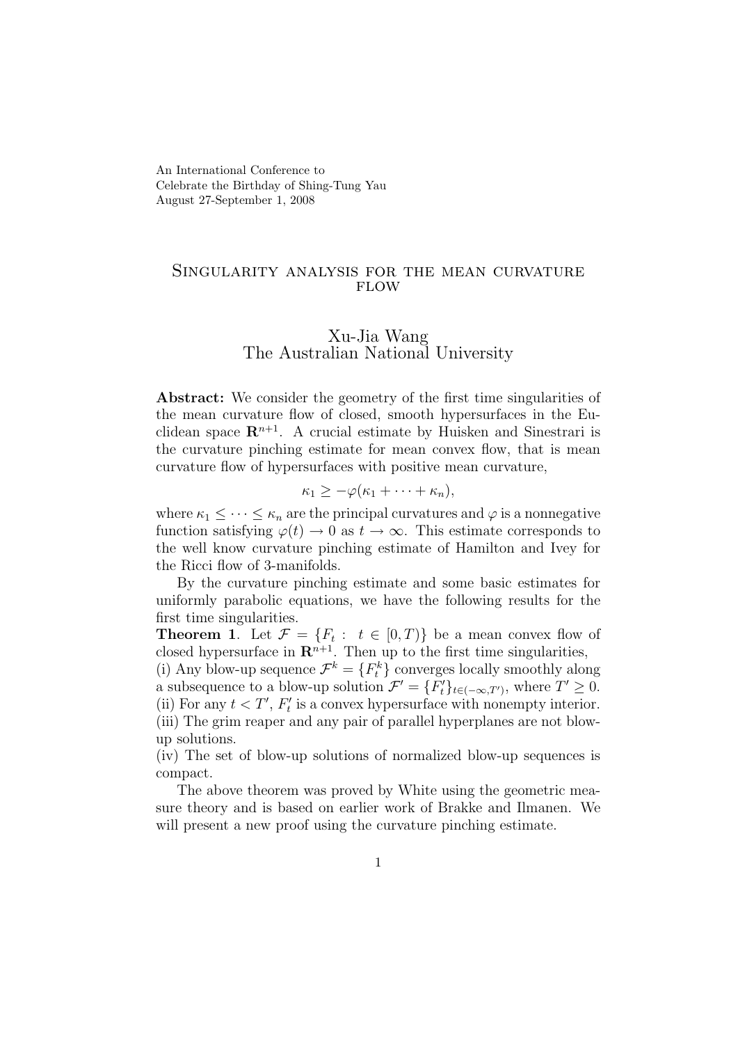An International Conference to
Celebrate the Birthday of Shing-Tung Yau
August 27-September 1, 2008

# Singularity analysis for the mean curvature flow

**Xu-Jia Wang**
**The Australian National University**

**Abstract:** We consider the geometry of the first time singularities of the mean curvature flow of closed, smooth hypersurfaces in the Euclidean space $\mathbf{R}^{n+1}$. A crucial estimate by Huisken and Sinestrari is the curvature pinching estimate for mean convex flow, that is mean curvature flow of hypersurfaces with positive mean curvature,

$$\kappa_1 \geq -\varphi(\kappa_1 + \cdots + \kappa_n),$$

where $\kappa_1 \leq \cdots \leq \kappa_n$ are the principal curvatures and $\varphi$ is a nonnegative function satisfying $\varphi(t) \to 0$ as $t \to \infty$. This estimate corresponds to the well know curvature pinching estimate of Hamilton and Ivey for the Ricci flow of 3-manifolds.

By the curvature pinching estimate and some basic estimates for uniformly parabolic equations, we have the following results for the first time singularities.

**Theorem 1**. Let $\mathcal{F} = \{F_t : t \in [0, T)\}$ be a mean convex flow of closed hypersurface in $\mathbf{R}^{n+1}$. Then up to the first time singularities,
(i) Any blow-up sequence $\mathcal{F}^k = \{F_t^k\}$ converges locally smoothly along a subsequence to a blow-up solution $\mathcal{F}' = \{F'_t\}_{t \in (-\infty, T')}$, where $T' \geq 0$.
(ii) For any $t < T'$, $F'_t$ is a convex hypersurface with nonempty interior.
(iii) The grim reaper and any pair of parallel hyperplanes are not blow-up solutions.
(iv) The set of blow-up solutions of normalized blow-up sequences is compact.

The above theorem was proved by White using the geometric measure theory and is based on earlier work of Brakke and Ilmanen. We will present a new proof using the curvature pinching estimate.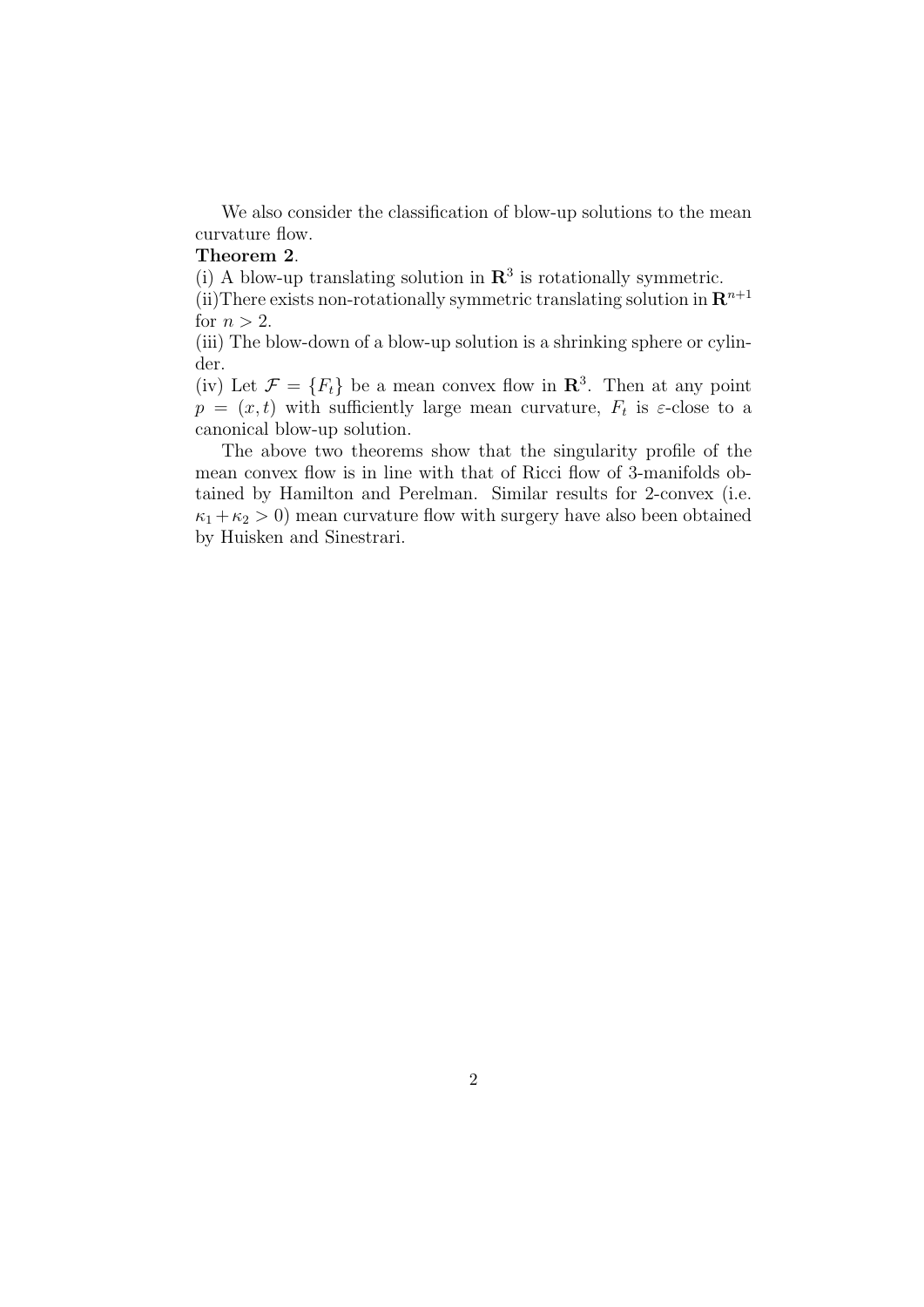We also consider the classification of blow-up solutions to the mean curvature flow.

**Theorem 2**.

(i) A blow-up translating solution in $\mathbf{R}^3$ is rotationally symmetric.

(ii)There exists non-rotationally symmetric translating solution in $\mathbf{R}^{n+1}$ for $n > 2$.

(iii) The blow-down of a blow-up solution is a shrinking sphere or cylinder.

(iv) Let $\mathcal{F} = \{F_t\}$ be a mean convex flow in $\mathbf{R}^3$. Then at any point $p = (x, t)$ with sufficiently large mean curvature, $F_t$ is $\varepsilon$-close to a canonical blow-up solution.

The above two theorems show that the singularity profile of the mean convex flow is in line with that of Ricci flow of 3-manifolds obtained by Hamilton and Perelman. Similar results for 2-convex (i.e. $\kappa_1 + \kappa_2 > 0$) mean curvature flow with surgery have also been obtained by Huisken and Sinestrari.